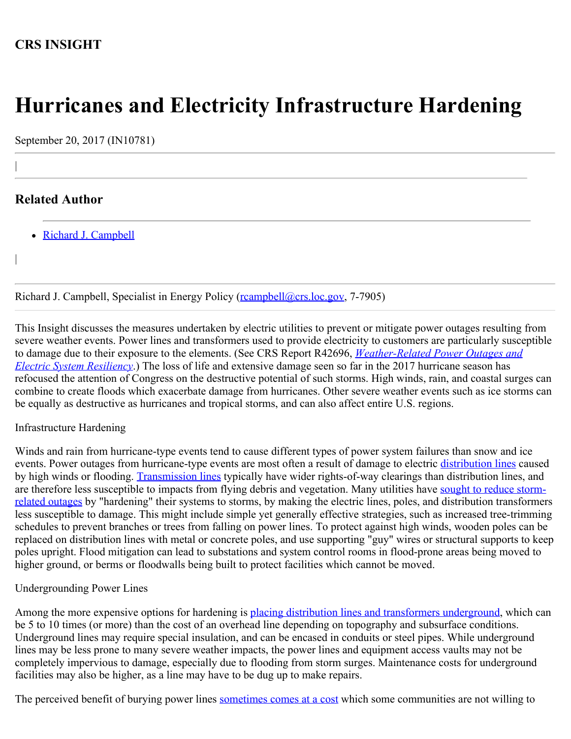**CRS INSIGHT**

# Hurricanes and Electricity Infrastructure Hardening

September 20, 2017 (IN10781)

|

---

## Related Author

- Richard J. Campbell

|

---

Richard J. Campbell, Specialist in Energy Policy (rcampbell@crs.loc.gov, 7-7905)

---

This Insight discusses the measures undertaken by electric utilities to prevent or mitigate power outages resulting from severe weather events. Power lines and transformers used to provide electricity to customers are particularly susceptible to damage due to their exposure to the elements. (See CRS Report R42696, *Weather-Related Power Outages and Electric System Resiliency*.) The loss of life and extensive damage seen so far in the 2017 hurricane season has refocused the attention of Congress on the destructive potential of such storms. High winds, rain, and coastal surges can combine to create floods which exacerbate damage from hurricanes. Other severe weather events such as ice storms can be equally as destructive as hurricanes and tropical storms, and can also affect entire U.S. regions.

Infrastructure Hardening

Winds and rain from hurricane-type events tend to cause different types of power system failures than snow and ice events. Power outages from hurricane-type events are most often a result of damage to electric distribution lines caused by high winds or flooding. Transmission lines typically have wider rights-of-way clearings than distribution lines, and are therefore less susceptible to impacts from flying debris and vegetation. Many utilities have sought to reduce storm-related outages by "hardening" their systems to storms, by making the electric lines, poles, and distribution transformers less susceptible to damage. This might include simple yet generally effective strategies, such as increased tree-trimming schedules to prevent branches or trees from falling on power lines. To protect against high winds, wooden poles can be replaced on distribution lines with metal or concrete poles, and use supporting "guy" wires or structural supports to keep poles upright. Flood mitigation can lead to substations and system control rooms in flood-prone areas being moved to higher ground, or berms or floodwalls being built to protect facilities which cannot be moved.

Undergrounding Power Lines

Among the more expensive options for hardening is placing distribution lines and transformers underground, which can be 5 to 10 times (or more) than the cost of an overhead line depending on topography and subsurface conditions. Underground lines may require special insulation, and can be encased in conduits or steel pipes. While underground lines may be less prone to many severe weather impacts, the power lines and equipment access vaults may not be completely impervious to damage, especially due to flooding from storm surges. Maintenance costs for underground facilities may also be higher, as a line may have to be dug up to make repairs.

The perceived benefit of burying power lines sometimes comes at a cost which some communities are not willing to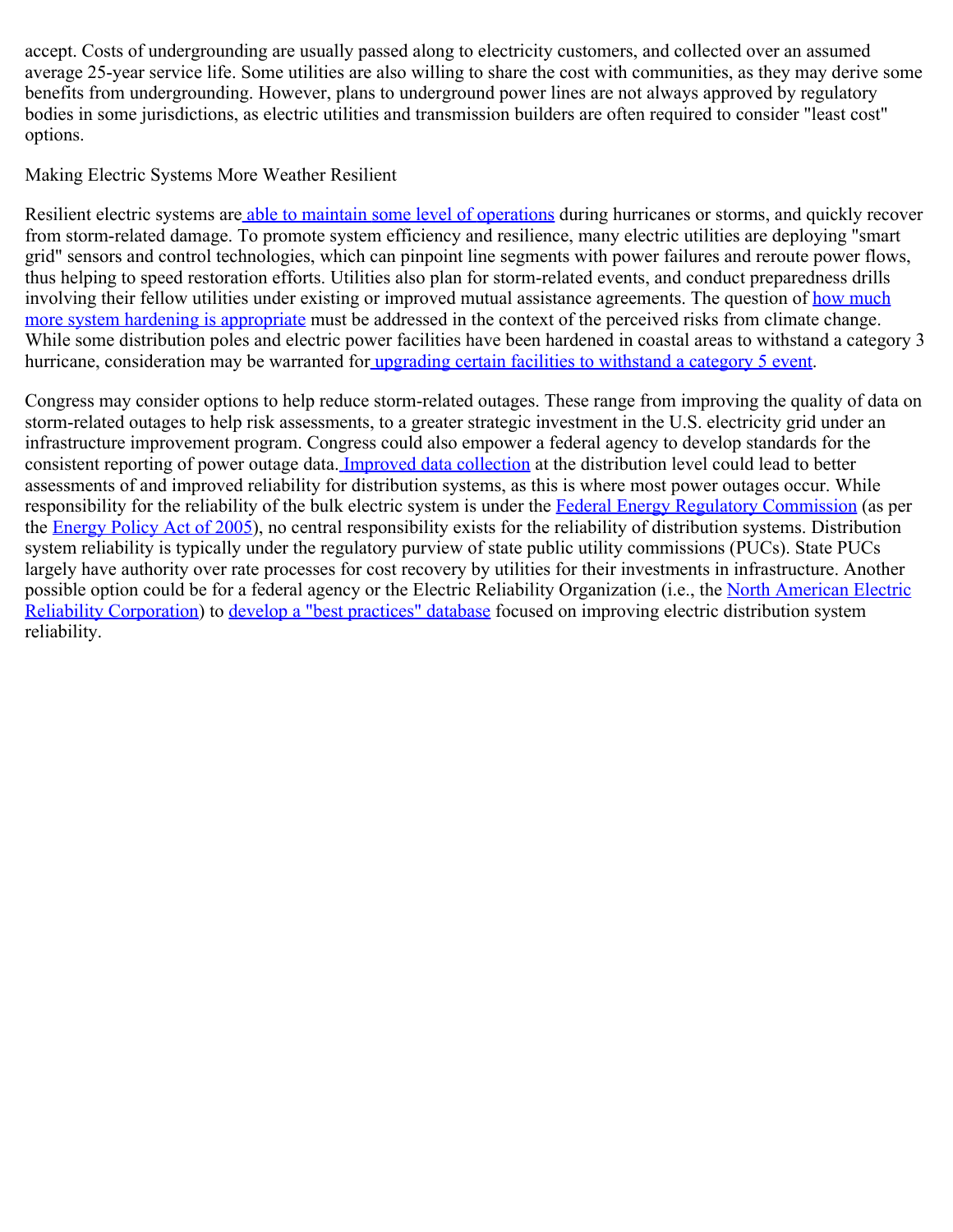accept. Costs of undergrounding are usually passed along to electricity customers, and collected over an assumed average 25-year service life. Some utilities are also willing to share the cost with communities, as they may derive some benefits from undergrounding. However, plans to underground power lines are not always approved by regulatory bodies in some jurisdictions, as electric utilities and transmission builders are often required to consider "least cost" options.

## Making Electric Systems More Weather Resilient

Resilient electric systems are able to maintain some level of operations during hurricanes or storms, and quickly recover from storm-related damage. To promote system efficiency and resilience, many electric utilities are deploying "smart grid" sensors and control technologies, which can pinpoint line segments with power failures and reroute power flows, thus helping to speed restoration efforts. Utilities also plan for storm-related events, and conduct preparedness drills involving their fellow utilities under existing or improved mutual assistance agreements. The question of how much more system hardening is appropriate must be addressed in the context of the perceived risks from climate change. While some distribution poles and electric power facilities have been hardened in coastal areas to withstand a category 3 hurricane, consideration may be warranted for upgrading certain facilities to withstand a category 5 event.

Congress may consider options to help reduce storm-related outages. These range from improving the quality of data on storm-related outages to help risk assessments, to a greater strategic investment in the U.S. electricity grid under an infrastructure improvement program. Congress could also empower a federal agency to develop standards for the consistent reporting of power outage data. Improved data collection at the distribution level could lead to better assessments of and improved reliability for distribution systems, as this is where most power outages occur. While responsibility for the reliability of the bulk electric system is under the Federal Energy Regulatory Commission (as per the Energy Policy Act of 2005), no central responsibility exists for the reliability of distribution systems. Distribution system reliability is typically under the regulatory purview of state public utility commissions (PUCs). State PUCs largely have authority over rate processes for cost recovery by utilities for their investments in infrastructure. Another possible option could be for a federal agency or the Electric Reliability Organization (i.e., the North American Electric Reliability Corporation) to develop a "best practices" database focused on improving electric distribution system reliability.